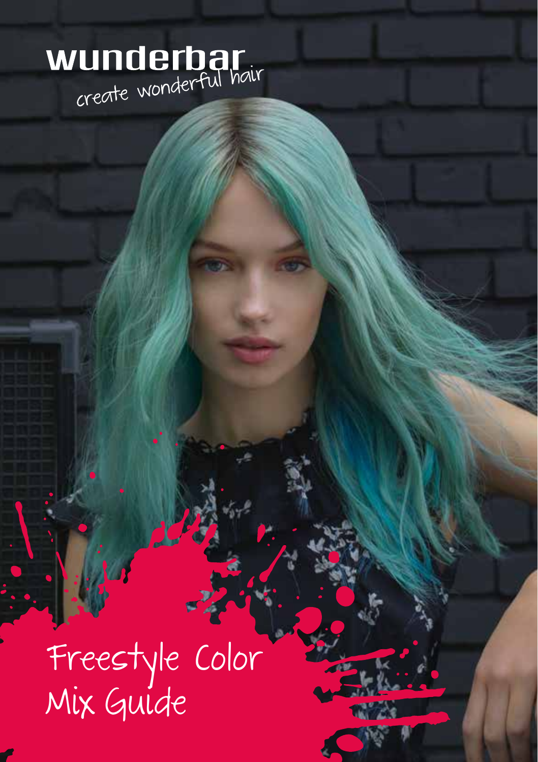wunderbar

create wonderful hair

# Freestyle Color Mix Guide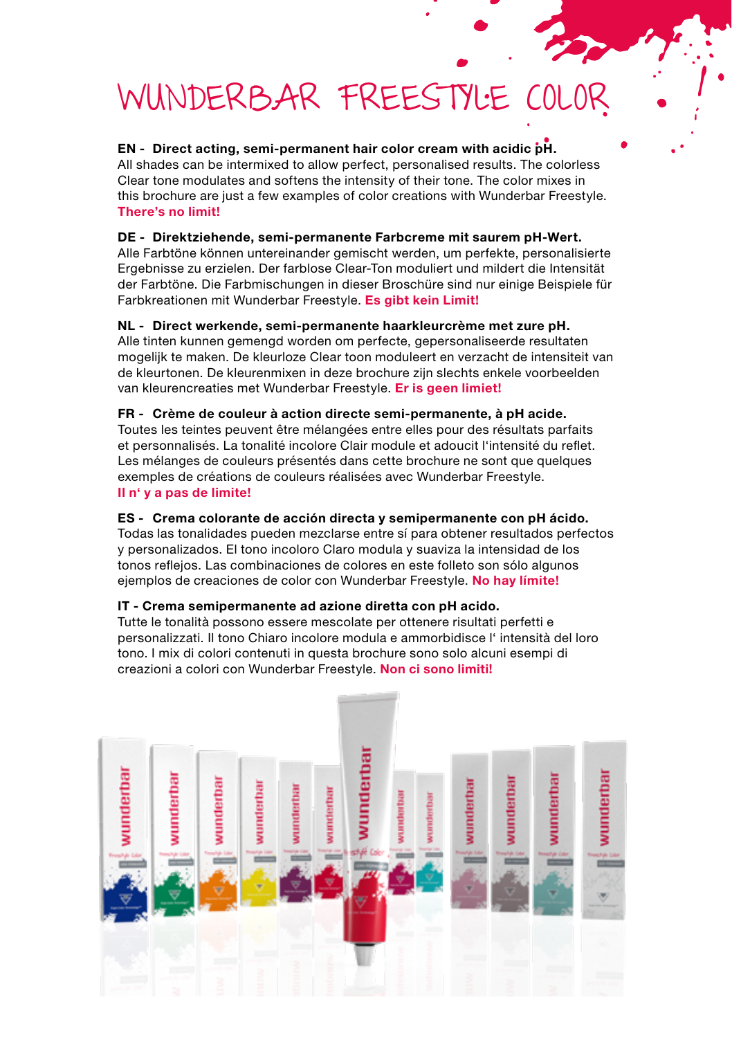# WUNDERBAR FREESTYLE COLOR

**EN - Direct acting, semi-permanent hair color cream with acidic pH.**
All shades can be intermixed to allow perfect, personalised results. The colorless Clear tone modulates and softens the intensity of their tone. The color mixes in this brochure are just a few examples of color creations with Wunderbar Freestyle.
**There's no limit!**

**DE - Direktziehende, semi-permanente Farbcreme mit saurem pH-Wert.**
Alle Farbtöne können untereinander gemischt werden, um perfekte, personalisierte Ergebnisse zu erzielen. Der farblose Clear-Ton moduliert und mildert die Intensität der Farbtöne. Die Farbmischungen in dieser Broschüre sind nur einige Beispiele für Farbkreationen mit Wunderbar Freestyle. **Es gibt kein Limit!**

**NL - Direct werkende, semi-permanente haarkleurcrème met zure pH.**
Alle tinten kunnen gemengd worden om perfecte, gepersonaliseerde resultaten mogelijk te maken. De kleurloze Clear toon moduleert en verzacht de intensiteit van de kleurtonen. De kleurenmixen in deze brochure zijn slechts enkele voorbeelden van kleurencreaties met Wunderbar Freestyle. **Er is geen limiet!**

**FR - Crème de couleur à action directe semi-permanente, à pH acide.**
Toutes les teintes peuvent être mélangées entre elles pour des résultats parfaits et personnalisés. La tonalité incolore Clair module et adoucit l'intensité du reflet. Les mélanges de couleurs présentés dans cette brochure ne sont que quelques exemples de créations de couleurs réalisées avec Wunderbar Freestyle.
**Il n' y a pas de limite!**

**ES - Crema colorante de acción directa y semipermanente con pH ácido.**
Todas las tonalidades pueden mezclarse entre sí para obtener resultados perfectos y personalizados. El tono incoloro Claro modula y suaviza la intensidad de los tonos reflejos. Las combinaciones de colores en este folleto son sólo algunos ejemplos de creaciones de color con Wunderbar Freestyle. **No hay límite!**

**IT - Crema semipermanente ad azione diretta con pH acido.**
Tutte le tonalità possono essere mescolate per ottenere risultati perfetti e personalizzati. Il tono Chiaro incolore modula e ammorbidisce l' intensità del loro tono. I mix di colori contenuti in questa brochure sono solo alcuni esempi di creazioni a colori con Wunderbar Freestyle. **Non ci sono limiti!**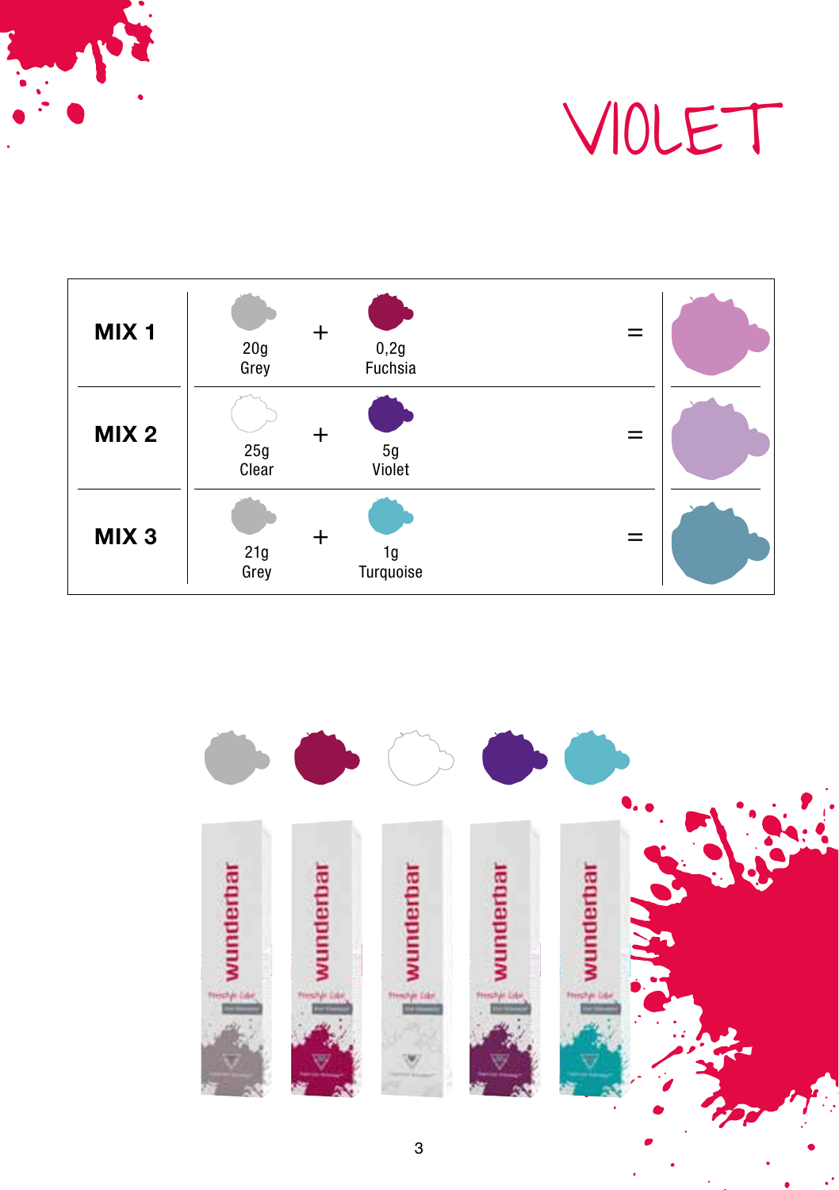# VIOLET

| | | | | | |
|---|---|---|---|---|---|
| **MIX 1** | 20g Grey | + | 0,2g Fuchsia | = | |
| **MIX 2** | 25g Clear | + | 5g Violet | = | |
| **MIX 3** | 21g Grey | + | 1g Turquoise | = | |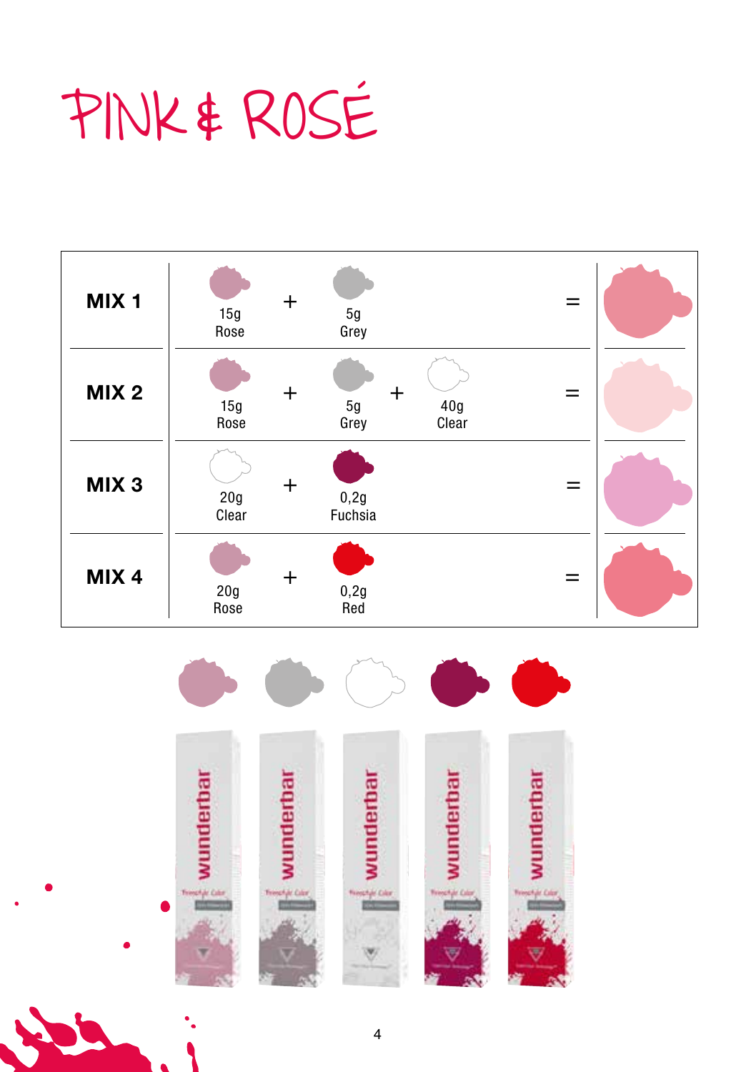# PINK & ROSÉ

| | | | | | | |
|---|---|---|---|---|---|---|
| **MIX 1** | 15g Rose | + | 5g Grey | | | = |
| **MIX 2** | 15g Rose | + | 5g Grey | + | 40g Clear | = |
| **MIX 3** | 20g Clear | + | 0,2g Fuchsia | | | = |
| **MIX 4** | 20g Rose | + | 0,2g Red | | | = |

wunderbar wunderbar wunderbar wunderbar wunderbar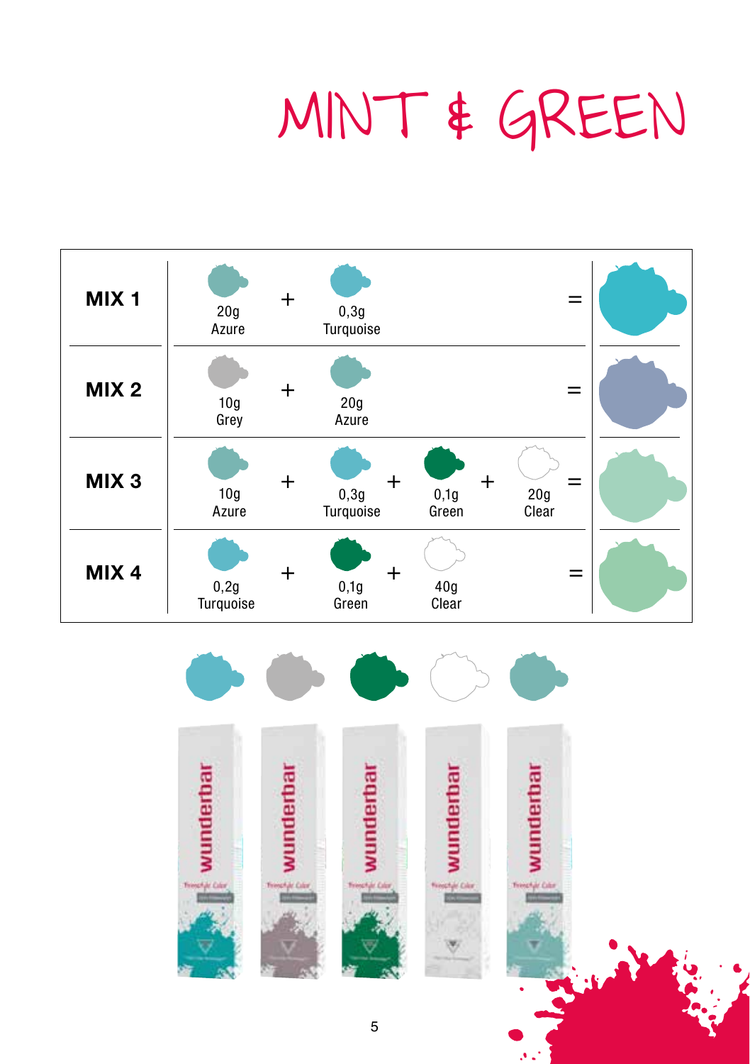# MINT & GREEN

| | | | | | | | | |
|---|---|---|---|---|---|---|---|---|
| **MIX 1** | 20g Azure | + | 0,3g Turquoise | | | | | = |
| **MIX 2** | 10g Grey | + | 20g Azure | | | | | = |
| **MIX 3** | 10g Azure | + | 0,3g Turquoise | + | 0,1g Green | + | 20g Clear | = |
| **MIX 4** | 0,2g Turquoise | + | 0,1g Green | + | 40g Clear | | | = |

wunderbar

Freestyle Color

wunderbar

Freestyle Color

wunderbar

Freestyle Color

wunderbar

Freestyle Color

wunderbar

Freestyle Color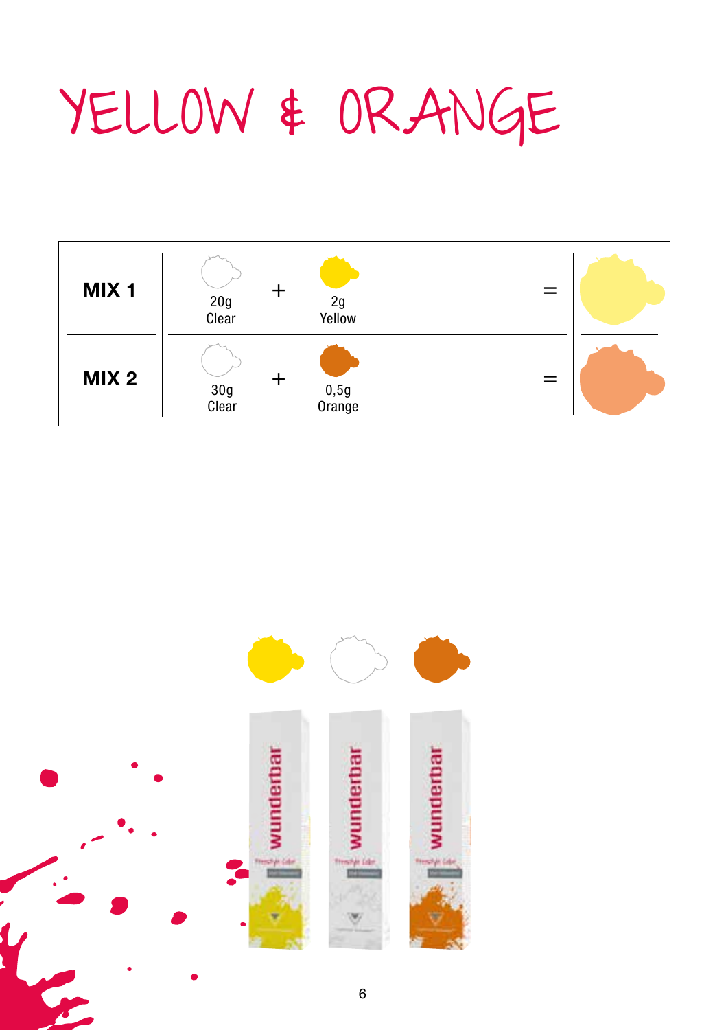# YELLOW & ORANGE

| | | | | | |
|---|---|---|---|---|---|
| **MIX 1** | 20g Clear | + | 2g Yellow | = | |
| **MIX 2** | 30g Clear | + | 0,5g Orange | = | |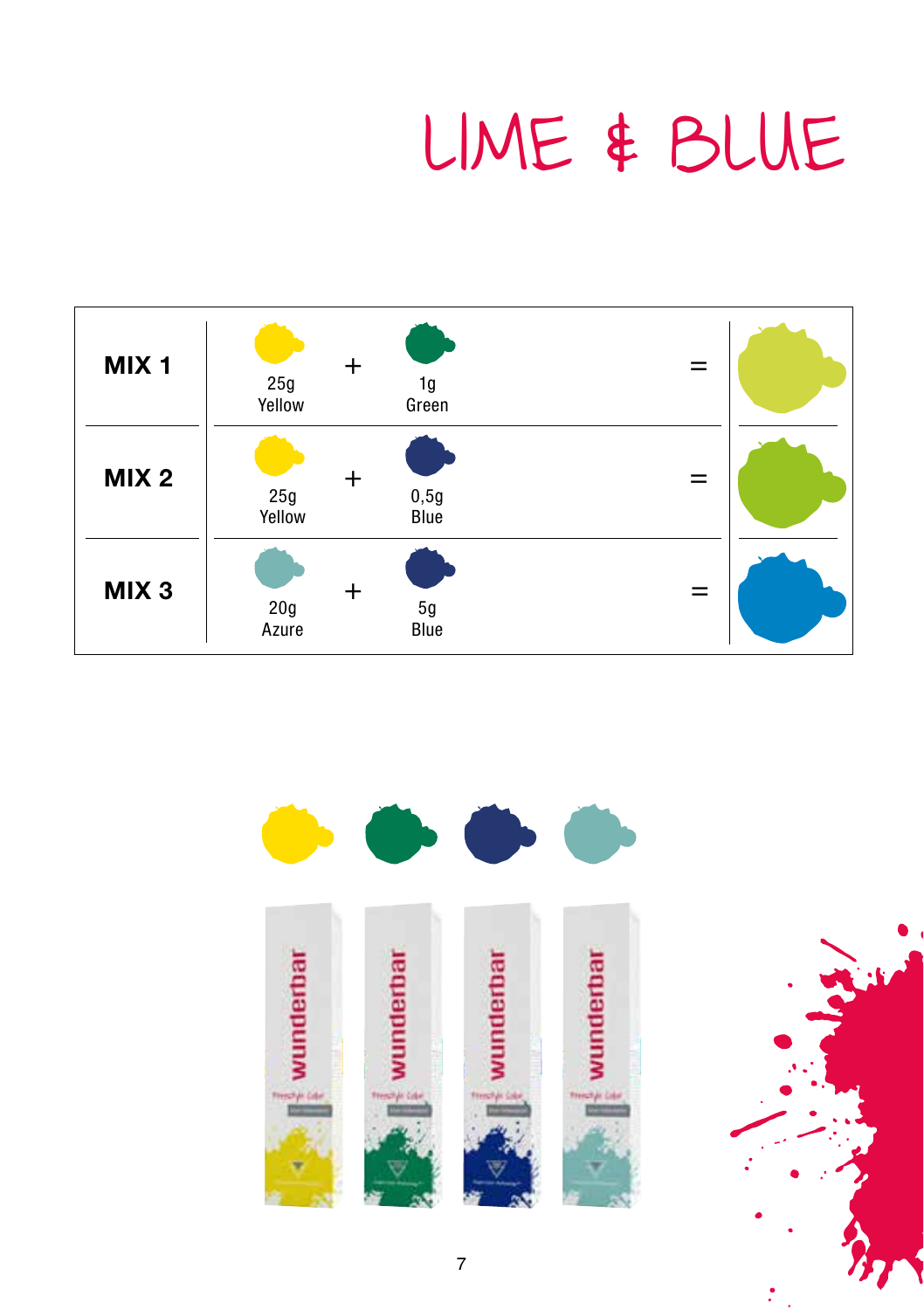# LIME & BLUE

| | | | | | |
|---|---|---|---|---|---|
| **MIX 1** | 25g Yellow | + | 1g Green | = | |
| **MIX 2** | 25g Yellow | + | 0,5g Blue | = | |
| **MIX 3** | 20g Azure | + | 5g Blue | = | |

wunderbar Freestyle Color

wunderbar Freestyle Color

wunderbar Freestyle Color

wunderbar Freestyle Color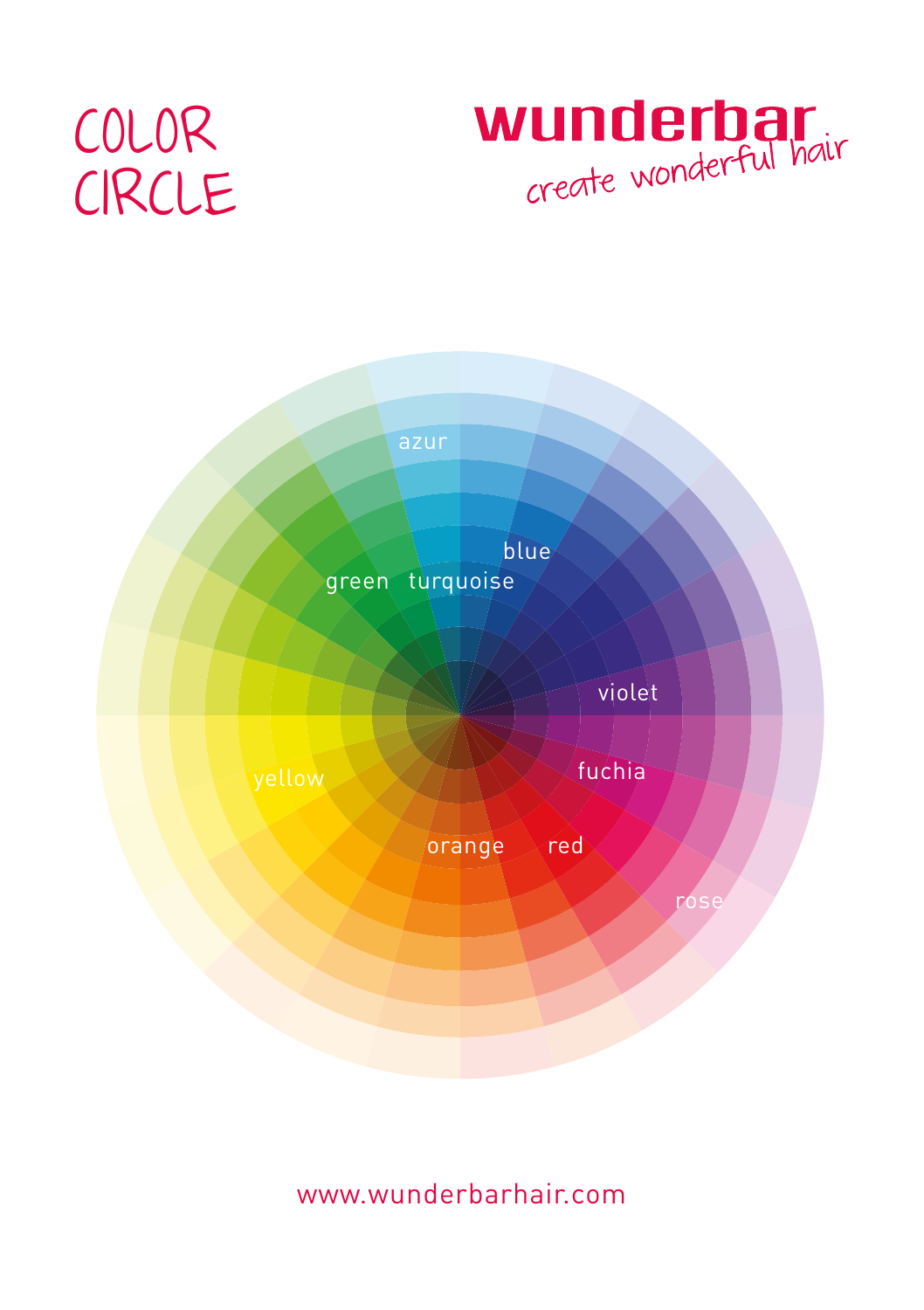# COLOR CIRCLE

**wunderbar**

*create wonderful hair*

azur
blue
green
turquoise
violet
yellow
fuchia
orange
red
rose

www.wunderbarhair.com